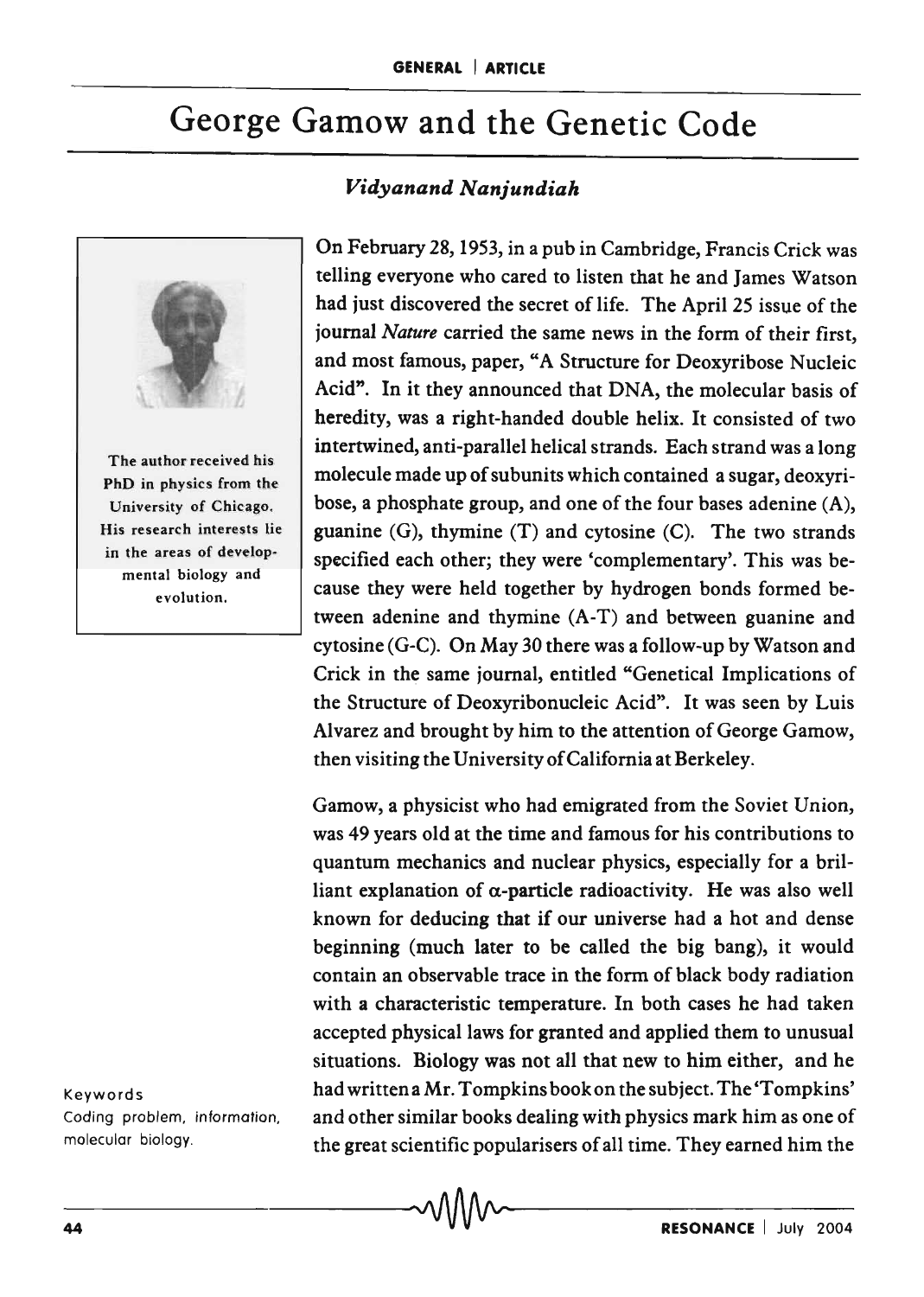# George Gamow and the Genetic Code

*Vidyanand Nanjundiah*

The author received his PhD in physics from the University of Chicago. His research interests lie in the areas of developmental biology and evolution.

On February 28, 1953, in a pub in Cambridge, Francis Crick was telling everyone who cared to listen that he and James Watson had just discovered the secret of life. The April 25 issue of the journal *Nature* carried the same news in the form of their first, and most famous, paper, "A Structure for Deoxyribose Nucleic Acid". In it they announced that DNA, the molecular basis of heredity, was a right-handed double helix. It consisted of two intertwined, anti-parallel helical strands. Each strand was a long molecule made up of subunits which contained a sugar, deoxyribose, a phosphate group, and one of the four bases adenine (A), guanine (G), thymine (T) and cytosine (C). The two strands specified each other; they were 'complementary'. This was because they were held together by hydrogen bonds formed between adenine and thymine (A-T) and between guanine and cytosine (G-C). On May 30 there was a follow-up by Watson and Crick in the same journal, entitled "Genetical Implications of the Structure of Deoxyribonucleic Acid". It was seen by Luis Alvarez and brought by him to the attention of George Gamow, then visiting the University of California at Berkeley.

Gamow, a physicist who had emigrated from the Soviet Union, was 49 years old at the time and famous for his contributions to quantum mechanics and nuclear physics, especially for a brilliant explanation of $\alpha$-particle radioactivity. He was also well known for deducing that if our universe had a hot and dense beginning (much later to be called the big bang), it would contain an observable trace in the form of black body radiation with a characteristic temperature. In both cases he had taken accepted physical laws for granted and applied them to unusual situations. Biology was not all that new to him either, and he had written a Mr. Tompkins book on the subject. The 'Tompkins' and other similar books dealing with physics mark him as one of the great scientific popularisers of all time. They earned him the

**Keywords**
Coding problem, information, molecular biology.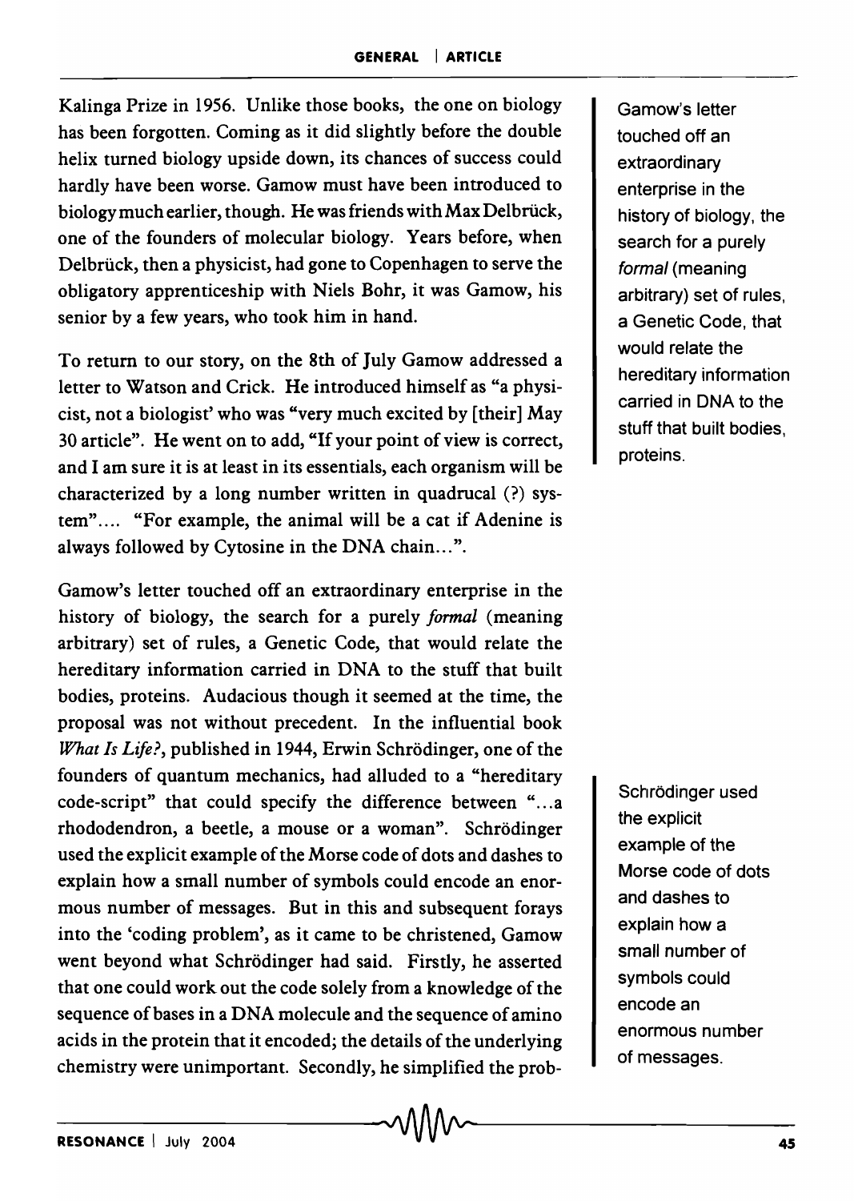Kalinga Prize in 1956. Unlike those books, the one on biology has been forgotten. Coming as it did slightly before the double helix turned biology upside down, its chances of success could hardly have been worse. Gamow must have been introduced to biology much earlier, though. He was friends with Max Delbrück, one of the founders of molecular biology. Years before, when Delbrück, then a physicist, had gone to Copenhagen to serve the obligatory apprenticeship with Niels Bohr, it was Gamow, his senior by a few years, who took him in hand.

To return to our story, on the 8th of July Gamow addressed a letter to Watson and Crick. He introduced himself as "a physicist, not a biologist' who was "very much excited by [their] May 30 article". He went on to add, "If your point of view is correct, and I am sure it is at least in its essentials, each organism will be characterized by a long number written in quadrucal (?) system".... "For example, the animal will be a cat if Adenine is always followed by Cytosine in the DNA chain...".

Gamow's letter touched off an extraordinary enterprise in the history of biology, the search for a purely *formal* (meaning arbitrary) set of rules, a Genetic Code, that would relate the hereditary information carried in DNA to the stuff that built bodies, proteins. Audacious though it seemed at the time, the proposal was not without precedent. In the influential book *What Is Life?*, published in 1944, Erwin Schrödinger, one of the founders of quantum mechanics, had alluded to a "hereditary code-script" that could specify the difference between "...a rhododendron, a beetle, a mouse or a woman". Schrödinger used the explicit example of the Morse code of dots and dashes to explain how a small number of symbols could encode an enormous number of messages. But in this and subsequent forays into the 'coding problem', as it came to be christened, Gamow went beyond what Schrödinger had said. Firstly, he asserted that one could work out the code solely from a knowledge of the sequence of bases in a DNA molecule and the sequence of amino acids in the protein that it encoded; the details of the underlying chemistry were unimportant. Secondly, he simplified the prob-

Gamow's letter touched off an extraordinary enterprise in the history of biology, the search for a purely *formal* (meaning arbitrary) set of rules, a Genetic Code, that would relate the hereditary information carried in DNA to the stuff that built bodies, proteins.

Schrödinger used the explicit example of the Morse code of dots and dashes to explain how a small number of symbols could encode an enormous number of messages.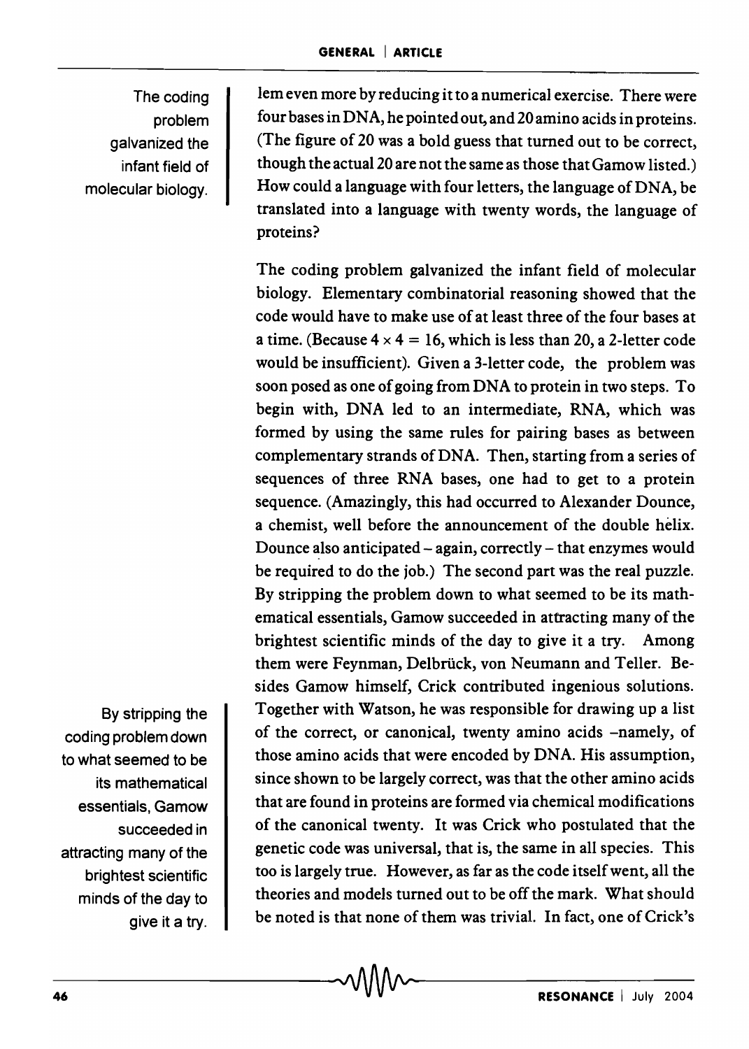lem even more by reducing it to a numerical exercise. There were four bases in DNA, he pointed out, and 20 amino acids in proteins. (The figure of 20 was a bold guess that turned out to be correct, though the actual 20 are not the same as those that Gamow listed.) How could a language with four letters, the language of DNA, be translated into a language with twenty words, the language of proteins?

The coding problem galvanized the infant field of molecular biology.

The coding problem galvanized the infant field of molecular biology. Elementary combinatorial reasoning showed that the code would have to make use of at least three of the four bases at a time. (Because $4 \times 4 = 16$, which is less than 20, a 2-letter code would be insufficient). Given a 3-letter code, the problem was soon posed as one of going from DNA to protein in two steps. To begin with, DNA led to an intermediate, RNA, which was formed by using the same rules for pairing bases as between complementary strands of DNA. Then, starting from a series of sequences of three RNA bases, one had to get to a protein sequence. (Amazingly, this had occurred to Alexander Dounce, a chemist, well before the announcement of the double helix. Dounce also anticipated – again, correctly – that enzymes would be required to do the job.) The second part was the real puzzle. By stripping the problem down to what seemed to be its mathematical essentials, Gamow succeeded in attracting many of the brightest scientific minds of the day to give it a try. Among them were Feynman, Delbrück, von Neumann and Teller. Besides Gamow himself, Crick contributed ingenious solutions. Together with Watson, he was responsible for drawing up a list of the correct, or canonical, twenty amino acids –namely, of those amino acids that were encoded by DNA. His assumption, since shown to be largely correct, was that the other amino acids that are found in proteins are formed via chemical modifications of the canonical twenty. It was Crick who postulated that the genetic code was universal, that is, the same in all species. This too is largely true. However, as far as the code itself went, all the theories and models turned out to be off the mark. What should be noted is that none of them was trivial. In fact, one of Crick's

By stripping the coding problem down to what seemed to be its mathematical essentials, Gamow succeeded in attracting many of the brightest scientific minds of the day to give it a try.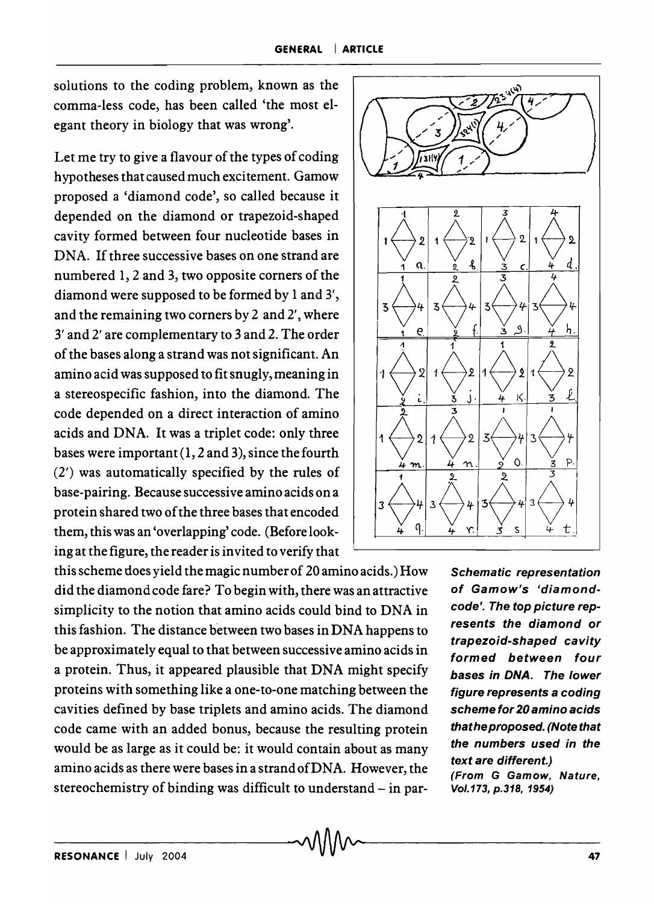solutions to the coding problem, known as the comma-less code, has been called 'the most elegant theory in biology that was wrong'.

Let me try to give a flavour of the types of coding hypotheses that caused much excitement. Gamow proposed a 'diamond code', so called because it depended on the diamond or trapezoid-shaped cavity formed between four nucleotide bases in DNA. If three successive bases on one strand are numbered 1, 2 and 3, two opposite corners of the diamond were supposed to be formed by 1 and 3′, and the remaining two corners by 2 and 2′, where 3′ and 2′ are complementary to 3 and 2. The order of the bases along a strand was not significant. An amino acid was supposed to fit snugly, meaning in a stereospecific fashion, into the diamond. The code depended on a direct interaction of amino acids and DNA. It was a triplet code: only three bases were important (1, 2 and 3), since the fourth (2′) was automatically specified by the rules of base-pairing. Because successive amino acids on a protein shared two of the three bases that encoded them, this was an 'overlapping' code. (Before looking at the figure, the reader is invited to verify that this scheme does yield the magic number of 20 amino acids.) How did the diamond code fare? To begin with, there was an attractive simplicity to the notion that amino acids could bind to DNA in this fashion. The distance between two bases in DNA happens to be approximately equal to that between successive amino acids in a protein. Thus, it appeared plausible that DNA might specify proteins with something like a one-to-one matching between the cavities defined by base triplets and amino acids. The diamond code came with an added bonus, because the resulting protein would be as large as it could be: it would contain about as many amino acids as there were bases in a strand of DNA. However, the stereochemistry of binding was difficult to understand – in par-

***Schematic representation of Gamow's 'diamond-code'. The top picture represents the diamond or trapezoid-shaped cavity formed between four bases in DNA. The lower figure represents a coding scheme for 20 amino acids that he proposed. (Note that the numbers used in the text are different.)***
***(From G Gamow, Nature, Vol.173, p.318, 1954)***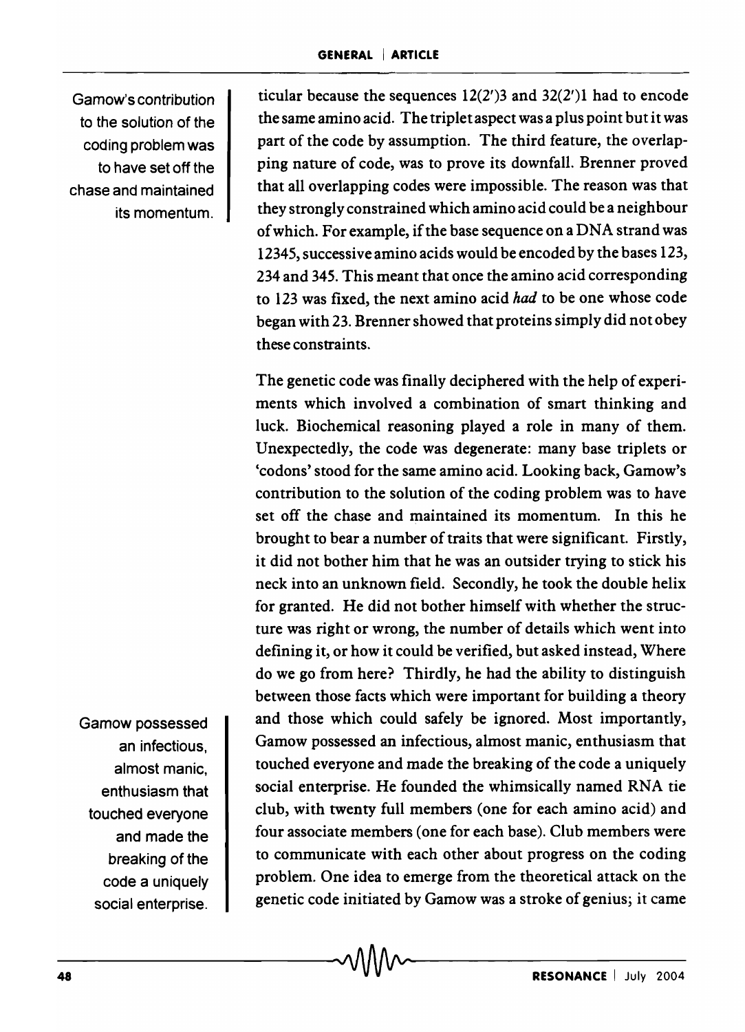ticular because the sequences 12(2′)3 and 32(2′)1 had to encode the same amino acid. The triplet aspect was a plus point but it was part of the code by assumption. The third feature, the overlapping nature of code, was to prove its downfall. Brenner proved that all overlapping codes were impossible. The reason was that they strongly constrained which amino acid could be a neighbour of which. For example, if the base sequence on a DNA strand was 12345, successive amino acids would be encoded by the bases 123, 234 and 345. This meant that once the amino acid corresponding to 123 was fixed, the next amino acid *had* to be one whose code began with 23. Brenner showed that proteins simply did not obey these constraints.

Gamow's contribution to the solution of the coding problem was to have set off the chase and maintained its momentum.

The genetic code was finally deciphered with the help of experiments which involved a combination of smart thinking and luck. Biochemical reasoning played a role in many of them. Unexpectedly, the code was degenerate: many base triplets or 'codons' stood for the same amino acid. Looking back, Gamow's contribution to the solution of the coding problem was to have set off the chase and maintained its momentum. In this he brought to bear a number of traits that were significant. Firstly, it did not bother him that he was an outsider trying to stick his neck into an unknown field. Secondly, he took the double helix for granted. He did not bother himself with whether the structure was right or wrong, the number of details which went into defining it, or how it could be verified, but asked instead, Where do we go from here? Thirdly, he had the ability to distinguish between those facts which were important for building a theory and those which could safely be ignored. Most importantly, Gamow possessed an infectious, almost manic, enthusiasm that touched everyone and made the breaking of the code a uniquely social enterprise. He founded the whimsically named RNA tie club, with twenty full members (one for each amino acid) and four associate members (one for each base). Club members were to communicate with each other about progress on the coding problem. One idea to emerge from the theoretical attack on the genetic code initiated by Gamow was a stroke of genius; it came

Gamow possessed an infectious, almost manic, enthusiasm that touched everyone and made the breaking of the code a uniquely social enterprise.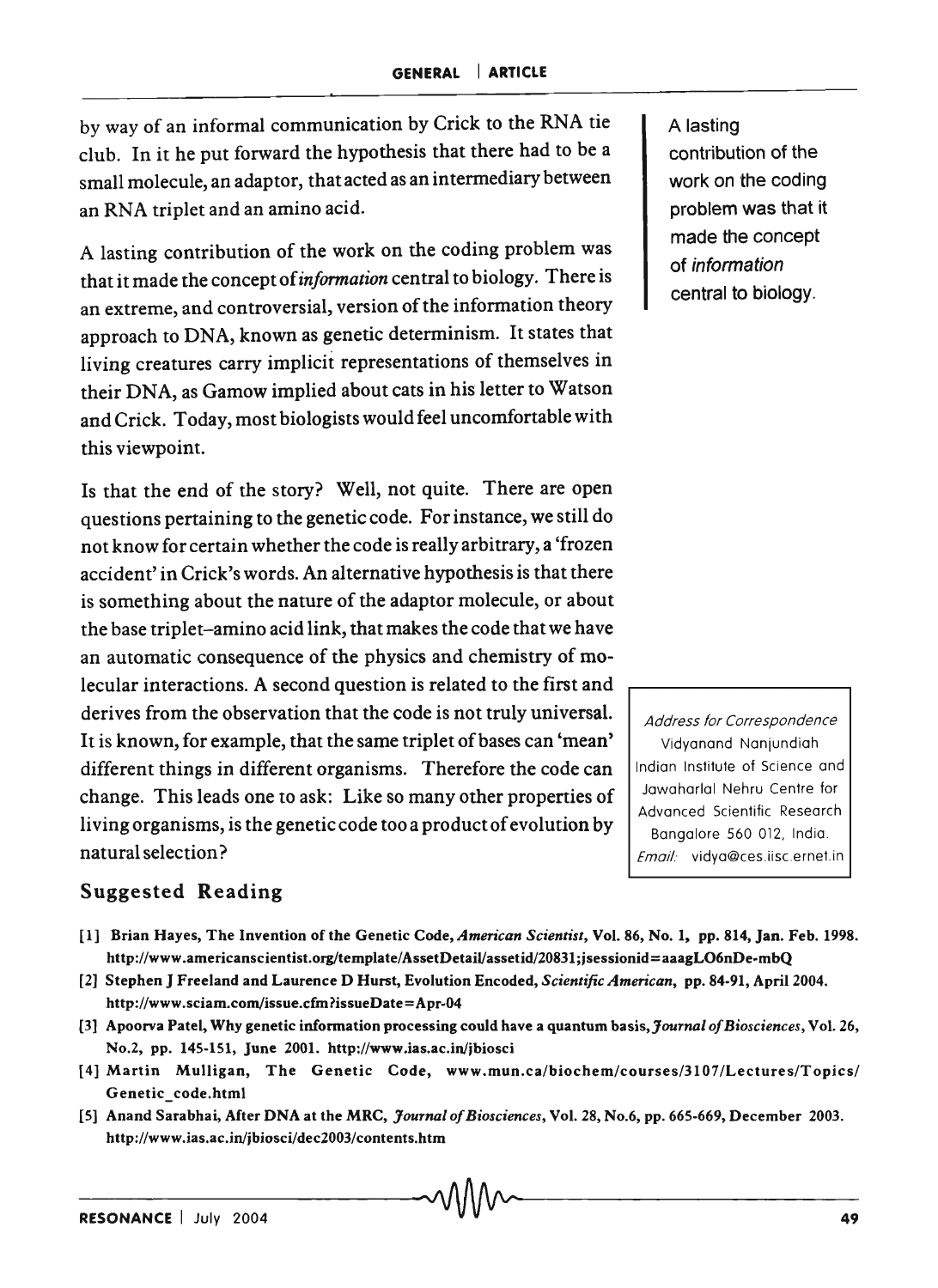by way of an informal communication by Crick to the RNA tie club. In it he put forward the hypothesis that there had to be a small molecule, an adaptor, that acted as an intermediary between an RNA triplet and an amino acid.

A lasting contribution of the work on the coding problem was that it made the concept of *information* central to biology. There is an extreme, and controversial, version of the information theory approach to DNA, known as genetic determinism. It states that living creatures carry implicit representations of themselves in their DNA, as Gamow implied about cats in his letter to Watson and Crick. Today, most biologists would feel uncomfortable with this viewpoint.

A lasting contribution of the work on the coding problem was that it made the concept of *information* central to biology.

Is that the end of the story? Well, not quite. There are open questions pertaining to the genetic code. For instance, we still do not know for certain whether the code is really arbitrary, a 'frozen accident' in Crick's words. An alternative hypothesis is that there is something about the nature of the adaptor molecule, or about the base triplet–amino acid link, that makes the code that we have an automatic consequence of the physics and chemistry of molecular interactions. A second question is related to the first and derives from the observation that the code is not truly universal. It is known, for example, that the same triplet of bases can 'mean' different things in different organisms. Therefore the code can change. This leads one to ask: Like so many other properties of living organisms, is the genetic code too a product of evolution by natural selection?

*Address for Correspondence*
Vidyanand Nanjundiah
Indian Institute of Science and Jawaharlal Nehru Centre for Advanced Scientific Research
Bangalore 560 012, India.
*Email:* vidya@ces.iisc.ernet.in

## Suggested Reading

[1] Brian Hayes, The Invention of the Genetic Code, *American Scientist*, Vol. 86, No. 1, pp. 814, Jan. Feb. 1998. http://www.americanscientist.org/template/AssetDetail/assetid/20831;jsessionid=aaagLO6nDe-mbQ

[2] Stephen J Freeland and Laurence D Hurst, Evolution Encoded, *Scientific American*, pp. 84-91, April 2004. http://www.sciam.com/issue.cfm?issueDate=Apr-04

[3] Apoorva Patel, Why genetic information processing could have a quantum basis, *Journal of Biosciences*, Vol. 26, No.2, pp. 145-151, June 2001. http://www.ias.ac.in/jbiosci

[4] Martin Mulligan, The Genetic Code, www.mun.ca/biochem/courses/3107/Lectures/Topics/Genetic_code.html

[5] Anand Sarabhai, After DNA at the MRC, *Journal of Biosciences*, Vol. 28, No.6, pp. 665-669, December 2003. http://www.ias.ac.in/jbiosci/dec2003/contents.htm